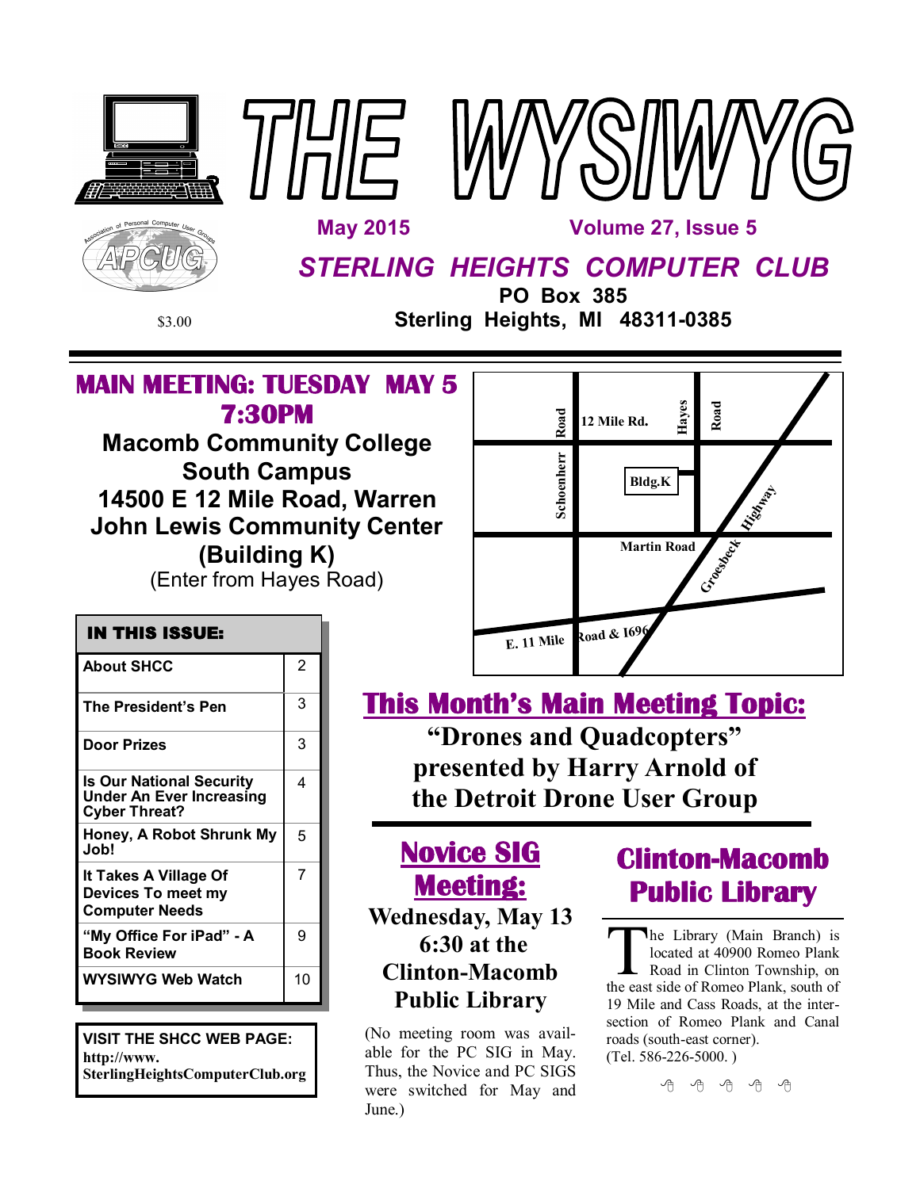# THE WYSIWYG

**May 2015** **Volume 27, Issue 5**

## *STERLING HEIGHTS COMPUTER CLUB*

**PO Box 385**
**Sterling Heights, MI 48311-0385**

$3.00

## MAIN MEETING: TUESDAY MAY 5 7:30PM

**Macomb Community College**
**South Campus**
**14500 E 12 Mile Road, Warren**
**John Lewis Community Center**
**(Building K)**
(Enter from Hayes Road)

12 Mile Rd. · Schoenherr Road · Hayes Road · Bldg.K · Martin Road · Groesbeck Highway · E. 11 Mile Road & 1696

### IN THIS ISSUE:

| | |
|---|---|
| About SHCC | 2 |
| The President's Pen | 3 |
| Door Prizes | 3 |
| Is Our National Security Under An Ever Increasing Cyber Threat? | 4 |
| Honey, A Robot Shrunk My Job! | 5 |
| It Takes A Village Of Devices To meet my Computer Needs | 7 |
| "My Office For iPad" - A Book Review | 9 |
| WYSIWYG Web Watch | 10 |

**VISIT THE SHCC WEB PAGE: http://www.SterlingHeightsComputerClub.org**

## This Month's Main Meeting Topic:

**"Drones and Quadcopters" presented by Harry Arnold of the Detroit Drone User Group**

## Novice SIG Meeting:

**Wednesday, May 13**
**6:30 at the Clinton-Macomb Public Library**

(No meeting room was available for the PC SIG in May. Thus, the Novice and PC SIGS were switched for May and June.)

## Clinton-Macomb Public Library

The Library (Main Branch) is located at 40900 Romeo Plank Road in Clinton Township, on the east side of Romeo Plank, south of 19 Mile and Cass Roads, at the intersection of Romeo Plank and Canal roads (south-east corner). (Tel. 586-226-5000. )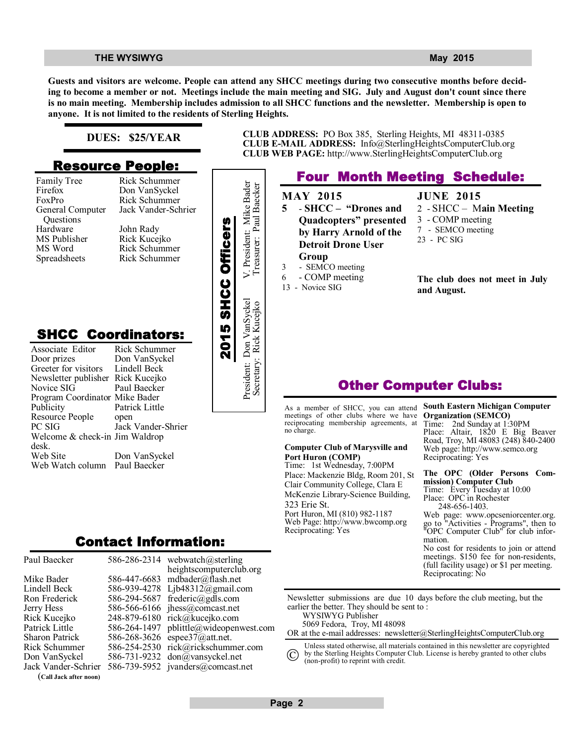**Guests and visitors are welcome. People can attend any SHCC meetings during two consecutive months before deciding to become a member or not. Meetings include the main meeting and SIG. July and August don't count since there is no main meeting. Membership includes admission to all SHCC functions and the newsletter. Membership is open to anyone. It is not limited to the residents of Sterling Heights.**

**DUES: $25/YEAR**

## Resource People:

| | |
|---|---|
| Family Tree | Rick Schummer |
| Firefox | Don VanSyckel |
| FoxPro | Rick Schummer |
| General Computer Questions | Jack Vander-Schrier |
| Hardware | John Rady |
| MS Publisher | Rick Kucejko |
| MS Word | Rick Schummer |
| Spreadsheets | Rick Schummer |

## 2015 SHCC Officers

President: Don VanSyckel
V. President: Mike Bader
Secretary: Rick Kucejko
Treasurer: Paul Baecker

## SHCC Coordinators:

| | |
|---|---|
| Associate Editor | Rick Schummer |
| Door prizes | Don VanSyckel |
| Greeter for visitors | Lindell Beck |
| Newsletter publisher | Rick Kucejko |
| Novice SIG | Paul Baecker |
| Program Coordinator | Mike Bader |
| Publicity | Patrick Little |
| Resource People | open |
| PC SIG | Jack Vander-Shrier |
| Welcome & check-in desk. | Jim Waldrop |
| Web Site | Don VanSyckel |
| Web Watch column | Paul Baecker |

## Contact Information:

| | | |
|---|---|---|
| Paul Baecker | 586-286-2314 | webwatch@sterlingheightscomputerclub.org |
| Mike Bader | 586-447-6683 | mdbader@flash.net |
| Lindell Beck | 586-939-4278 | Ljb48312@gmail.com |
| Ron Frederick | 586-294-5687 | frederic@gdls.com |
| Jerry Hess | 586-566-6166 | jhess@comcast.net |
| Rick Kucejko | 248-879-6180 | rick@kucejko.com |
| Patrick Little | 586-264-1497 | pblittle@wideopenwest.com |
| Sharon Patrick | 586-268-3626 | espee37@att.net. |
| Rick Schummer | 586-254-2530 | rick@rickschummer.com |
| Don VanSyckel | 586-731-9232 | don@vansyckel.net |
| Jack Vander-Schrier | 586-739-5952 | jvanders@comcast.net |

(**Call Jack after noon**)

**CLUB ADDRESS:** PO Box 385, Sterling Heights, MI 48311-0385
**CLUB E-MAIL ADDRESS:** Info@SterlingHeightsComputerClub.org
**CLUB WEB PAGE:** http://www.SterlingHeightsComputerClub.org

## Four Month Meeting Schedule:

**MAY 2015**

5 - **SHCC – "Drones and Quadcopters" presented by Harry Arnold of the Detroit Drone User Group**
3 - SEMCO meeting
6 - COMP meeting
13 - Novice SIG

**JUNE 2015**

2 - SHCC – **Main Meeting**
3 - COMP meeting
7 - SEMCO meeting
23 - PC SIG

**The club does not meet in July and August.**

## Other Computer Clubs:

As a member of SHCC, you can attend meetings of other clubs where we have reciprocating membership agreements, at no charge.

**Computer Club of Marysville and Port Huron (COMP)**
Time: 1st Wednesday, 7:00PM
Place: Mackenzie Bldg, Room 201, St Clair Community College, Clara E McKenzie Library-Science Building, 323 Erie St.
Port Huron, MI (810) 982-1187
Web Page: http://www.bwcomp.org
Reciprocating: Yes

**South Eastern Michigan Computer Organization (SEMCO)**
Time: 2nd Sunday at 1:30PM
Place: Altair, 1820 E Big Beaver Road, Troy, MI 48083 (248) 840-2400
Web page: http://www.semco.org
Reciprocating: Yes

**The OPC (Older Persons Commission) Computer Club**
Time: Every Tuesday at 10:00
Place: OPC in Rochester
248-656-1403.
Web page: www.opcseniorcenter.org. go to "Activities - Programs", then to "OPC Computer Club" for club information.
No cost for residents to join or attend meetings. $150 fee for non-residents, (full facility usage) or $1 per meeting.
Reciprocating: No

Newsletter submissions are due 10 days before the club meeting, but the earlier the better. They should be sent to :
WYSIWYG Publisher
5069 Fedora, Troy, MI 48098
OR at the e-mail addresses: newsletter@SterlingHeightsComputerClub.org

© Unless stated otherwise, all materials contained in this newsletter are copyrighted by the Sterling Heights Computer Club. License is hereby granted to other clubs (non-profit) to reprint with credit.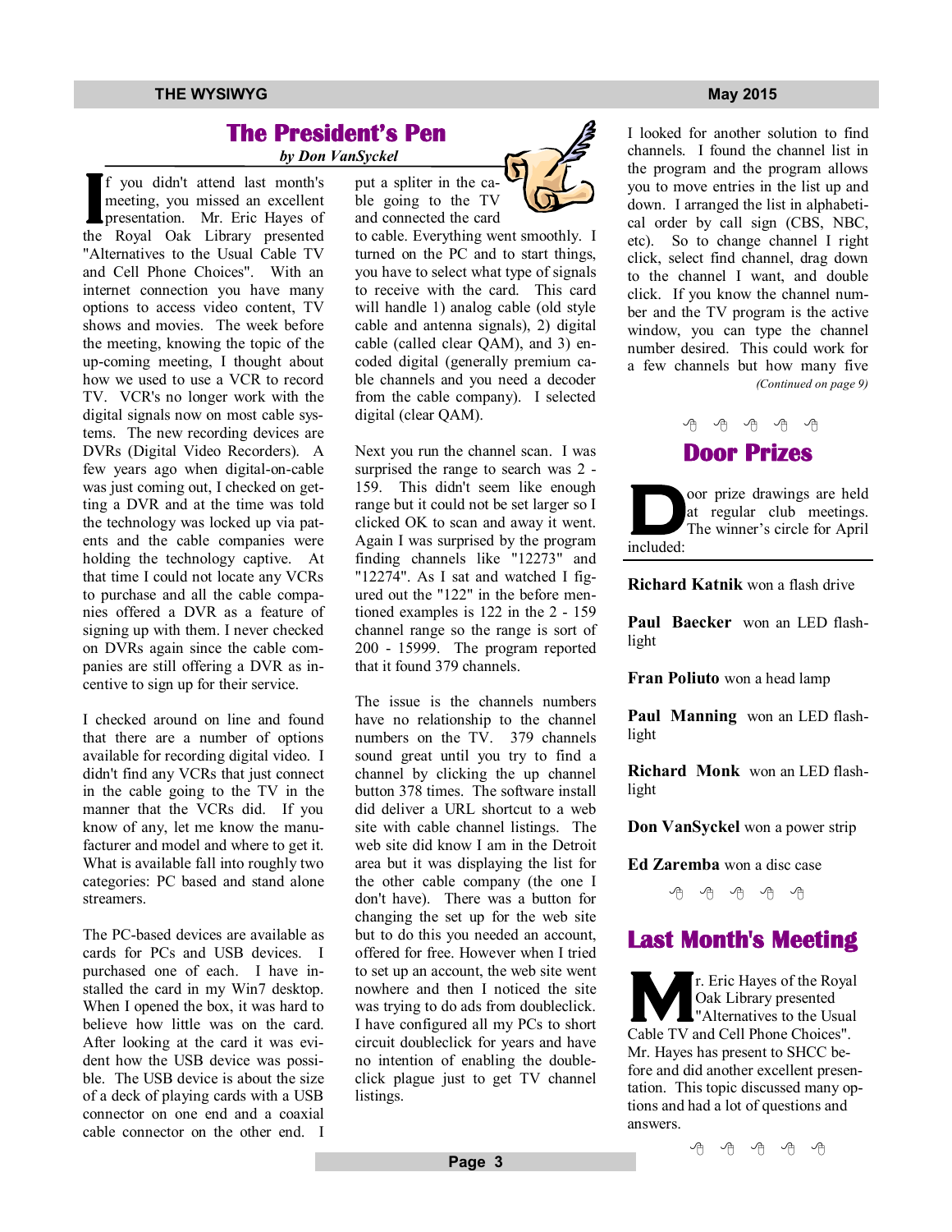## The President's Pen

*by Don VanSyckel*

If you didn't attend last month's meeting, you missed an excellent presentation. Mr. Eric Hayes of the Royal Oak Library presented "Alternatives to the Usual Cable TV and Cell Phone Choices". With an internet connection you have many options to access video content, TV shows and movies. The week before the meeting, knowing the topic of the up-coming meeting, I thought about how we used to use a VCR to record TV. VCR's no longer work with the digital signals now on most cable systems. The new recording devices are DVRs (Digital Video Recorders). A few years ago when digital-on-cable was just coming out, I checked on getting a DVR and at the time was told the technology was locked up via patents and the cable companies were holding the technology captive. At that time I could not locate any VCRs to purchase and all the cable companies offered a DVR as a feature of signing up with them. I never checked on DVRs again since the cable companies are still offering a DVR as incentive to sign up for their service.

I checked around on line and found that there are a number of options available for recording digital video. I didn't find any VCRs that just connect in the cable going to the TV in the manner that the VCRs did. If you know of any, let me know the manufacturer and model and where to get it. What is available fall into roughly two categories: PC based and stand alone streamers.

The PC-based devices are available as cards for PCs and USB devices. I purchased one of each. I have installed the card in my Win7 desktop. When I opened the box, it was hard to believe how little was on the card. After looking at the card it was evident how the USB device was possible. The USB device is about the size of a deck of playing cards with a USB connector on one end and a coaxial cable connector on the other end. I put a spliter in the cable going to the TV and connected the card to cable. Everything went smoothly. I turned on the PC and to start things, you have to select what type of signals to receive with the card. This card will handle 1) analog cable (old style cable and antenna signals), 2) digital cable (called clear QAM), and 3) encoded digital (generally premium cable channels and you need a decoder from the cable company). I selected digital (clear QAM).

Next you run the channel scan. I was surprised the range to search was 2 - 159. This didn't seem like enough range but it could not be set larger so I clicked OK to scan and away it went. Again I was surprised by the program finding channels like "12273" and "12274". As I sat and watched I figured out the "122" in the before mentioned examples is 122 in the 2 - 159 channel range so the range is sort of 200 - 15999. The program reported that it found 379 channels.

The issue is the channels numbers have no relationship to the channel numbers on the TV. 379 channels sound great until you try to find a channel by clicking the up channel button 378 times. The software install did deliver a URL shortcut to a web site with cable channel listings. The web site did know I am in the Detroit area but it was displaying the list for the other cable company (the one I don't have). There was a button for changing the set up for the web site but to do this you needed an account, offered for free. However when I tried to set up an account, the web site went nowhere and then I noticed the site was trying to do ads from doubleclick. I have configured all my PCs to short circuit doubleclick for years and have no intention of enabling the doubleclick plague just to get TV channel listings.

I looked for another solution to find channels. I found the channel list in the program and the program allows you to move entries in the list up and down. I arranged the list in alphabetical order by call sign (CBS, NBC, etc). So to change channel I right click, select find channel, drag down to the channel I want, and double click. If you know the channel number and the TV program is the active window, you can type the channel number desired. This could work for a few channels but how many five

*(Continued on page 9)*

## Door Prizes

Door prize drawings are held at regular club meetings. The winner's circle for April included:

**Richard Katnik** won a flash drive

**Paul Baecker** won an LED flashlight

**Fran Poliuto** won a head lamp

**Paul Manning** won an LED flashlight

**Richard Monk** won an LED flashlight

**Don VanSyckel** won a power strip

**Ed Zaremba** won a disc case

## Last Month's Meeting

Mr. Eric Hayes of the Royal Oak Library presented "Alternatives to the Usual Cable TV and Cell Phone Choices". Mr. Hayes has present to SHCC before and did another excellent presentation. This topic discussed many options and had a lot of questions and answers.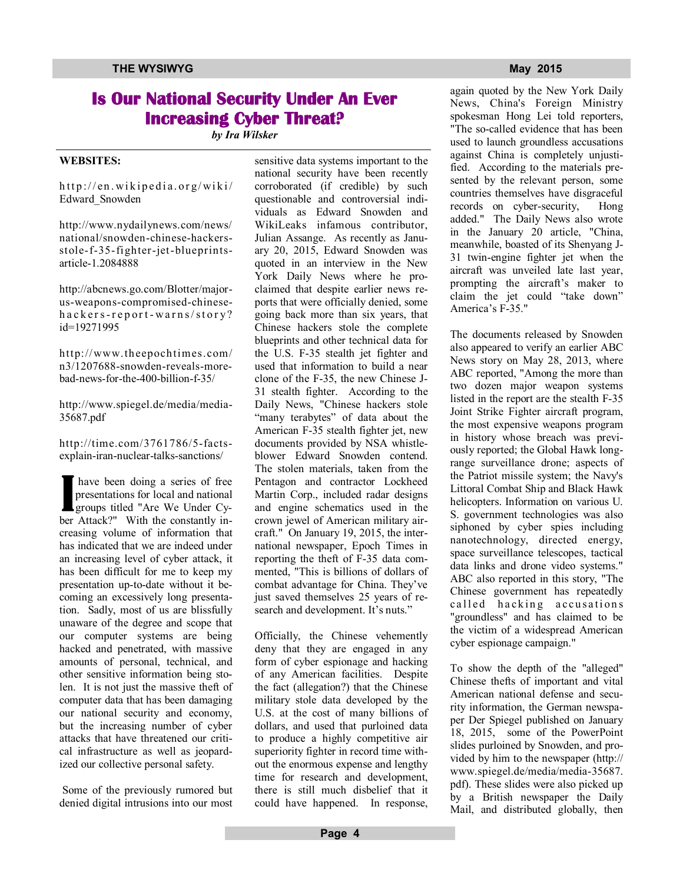# Is Our National Security Under An Ever Increasing Cyber Threat?

*by Ira Wilsker*

**WEBSITES:**

http://en.wikipedia.org/wiki/Edward_Snowden

http://www.nydailynews.com/news/national/snowden-chinese-hackers-stole-f-35-fighter-jet-blueprints-article-1.2084888

http://abcnews.go.com/Blotter/major-us-weapons-compromised-chinese-hackers-report-warns/story?id=19271995

http://www.theepochtimes.com/n3/1207688-snowden-reveals-more-bad-news-for-the-400-billion-f-35/

http://www.spiegel.de/media/media-35687.pdf

http://time.com/3761786/5-facts-explain-iran-nuclear-talks-sanctions/

I have been doing a series of free presentations for local and national groups titled "Are We Under Cyber Attack?" With the constantly increasing volume of information that has indicated that we are indeed under an increasing level of cyber attack, it has been difficult for me to keep my presentation up-to-date without it becoming an excessively long presentation. Sadly, most of us are blissfully unaware of the degree and scope that our computer systems are being hacked and penetrated, with massive amounts of personal, technical, and other sensitive information being stolen. It is not just the massive theft of computer data that has been damaging our national security and economy, but the increasing number of cyber attacks that have threatened our critical infrastructure as well as jeopardized our collective personal safety.

Some of the previously rumored but denied digital intrusions into our most sensitive data systems important to the national security have been recently corroborated (if credible) by such questionable and controversial individuals as Edward Snowden and WikiLeaks infamous contributor, Julian Assange. As recently as January 20, 2015, Edward Snowden was quoted in an interview in the New York Daily News where he proclaimed that despite earlier news reports that were officially denied, some going back more than six years, that Chinese hackers stole the complete blueprints and other technical data for the U.S. F-35 stealth jet fighter and used that information to build a near clone of the F-35, the new Chinese J-31 stealth fighter. According to the Daily News, "Chinese hackers stole "many terabytes" of data about the American F-35 stealth fighter jet, new documents provided by NSA whistleblower Edward Snowden contend. The stolen materials, taken from the Pentagon and contractor Lockheed Martin Corp., included radar designs and engine schematics used in the crown jewel of American military aircraft." On January 19, 2015, the international newspaper, Epoch Times in reporting the theft of F-35 data commented, "This is billions of dollars of combat advantage for China. They've just saved themselves 25 years of research and development. It's nuts."

Officially, the Chinese vehemently deny that they are engaged in any form of cyber espionage and hacking of any American facilities. Despite the fact (allegation?) that the Chinese military stole data developed by the U.S. at the cost of many billions of dollars, and used that purloined data to produce a highly competitive air superiority fighter in record time without the enormous expense and lengthy time for research and development, there is still much disbelief that it could have happened. In response, again quoted by the New York Daily News, China's Foreign Ministry spokesman Hong Lei told reporters, "The so-called evidence that has been used to launch groundless accusations against China is completely unjustified. According to the materials presented by the relevant person, some countries themselves have disgraceful records on cyber-security, Hong added." The Daily News also wrote in the January 20 article, "China, meanwhile, boasted of its Shenyang J-31 twin-engine fighter jet when the aircraft was unveiled late last year, prompting the aircraft's maker to claim the jet could "take down" America's F-35."

The documents released by Snowden also appeared to verify an earlier ABC News story on May 28, 2013, where ABC reported, "Among the more than two dozen major weapon systems listed in the report are the stealth F-35 Joint Strike Fighter aircraft program, the most expensive weapons program in history whose breach was previously reported; the Global Hawk long-range surveillance drone; aspects of the Patriot missile system; the Navy's Littoral Combat Ship and Black Hawk helicopters. Information on various U. S. government technologies was also siphoned by cyber spies including nanotechnology, directed energy, space surveillance telescopes, tactical data links and drone video systems." ABC also reported in this story, "The Chinese government has repeatedly called hacking accusations "groundless" and has claimed to be the victim of a widespread American cyber espionage campaign."

To show the depth of the "alleged" Chinese thefts of important and vital American national defense and security information, the German newspaper Der Spiegel published on January 18, 2015, some of the PowerPoint slides purloined by Snowden, and provided by him to the newspaper (http://www.spiegel.de/media/media-35687.pdf). These slides were also picked up by a British newspaper the Daily Mail, and distributed globally, then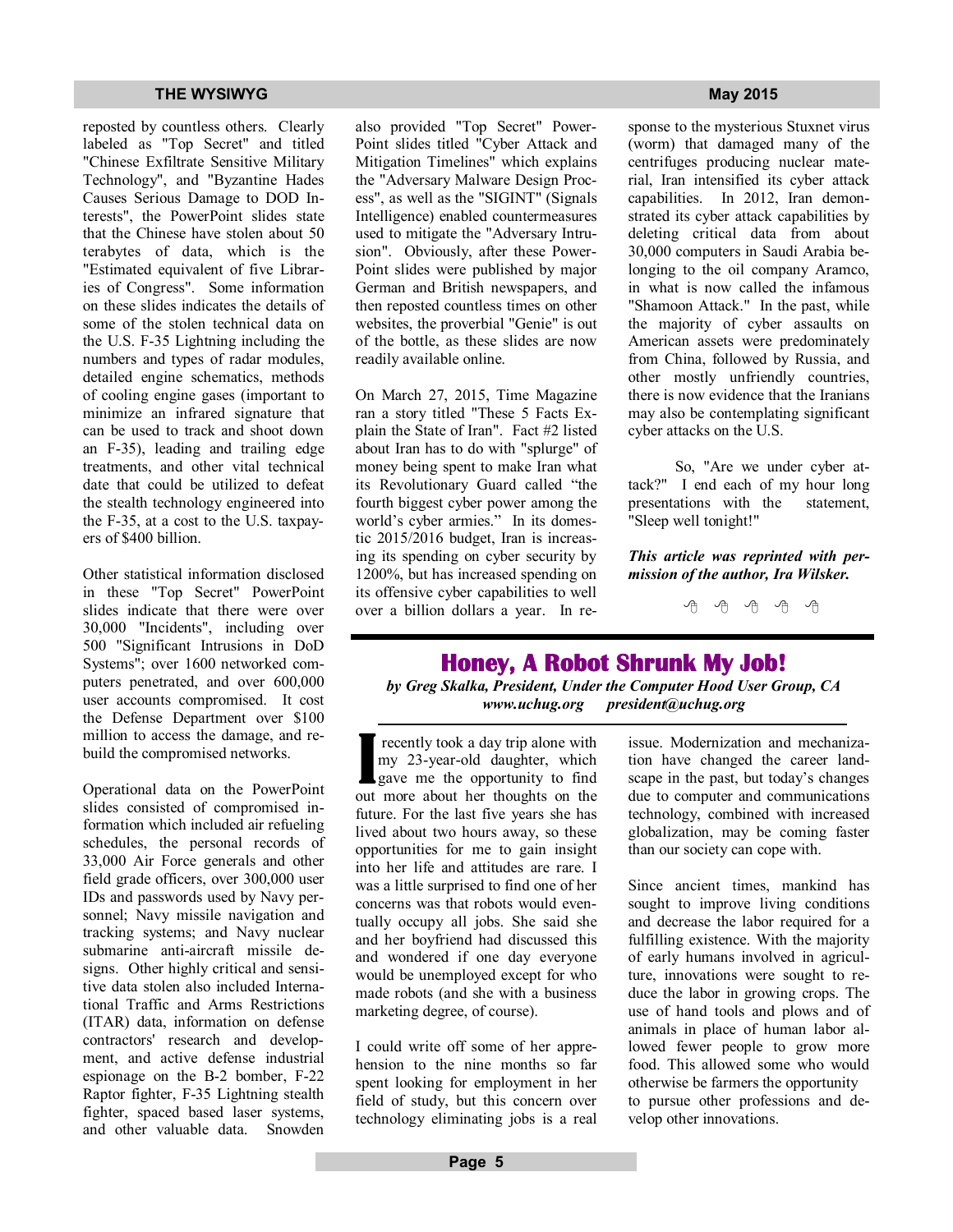reposted by countless others. Clearly labeled as "Top Secret" and titled "Chinese Exfiltrate Sensitive Military Technology", and "Byzantine Hades Causes Serious Damage to DOD Interests", the PowerPoint slides state that the Chinese have stolen about 50 terabytes of data, which is the "Estimated equivalent of five Libraries of Congress". Some information on these slides indicates the details of some of the stolen technical data on the U.S. F-35 Lightning including the numbers and types of radar modules, detailed engine schematics, methods of cooling engine gases (important to minimize an infrared signature that can be used to track and shoot down an F-35), leading and trailing edge treatments, and other vital technical date that could be utilized to defeat the stealth technology engineered into the F-35, at a cost to the U.S. taxpayers of $400 billion.

Other statistical information disclosed in these "Top Secret" PowerPoint slides indicate that there were over 30,000 "Incidents", including over 500 "Significant Intrusions in DoD Systems"; over 1600 networked computers penetrated, and over 600,000 user accounts compromised. It cost the Defense Department over $100 million to access the damage, and rebuild the compromised networks.

Operational data on the PowerPoint slides consisted of compromised information which included air refueling schedules, the personal records of 33,000 Air Force generals and other field grade officers, over 300,000 user IDs and passwords used by Navy personnel; Navy missile navigation and tracking systems; and Navy nuclear submarine anti-aircraft missile designs. Other highly critical and sensitive data stolen also included International Traffic and Arms Restrictions (ITAR) data, information on defense contractors' research and development, and active defense industrial espionage on the B-2 bomber, F-22 Raptor fighter, F-35 Lightning stealth fighter, spaced based laser systems, and other valuable data. Snowden also provided "Top Secret" PowerPoint slides titled "Cyber Attack and Mitigation Timelines" which explains the "Adversary Malware Design Process", as well as the "SIGINT" (Signals Intelligence) enabled countermeasures used to mitigate the "Adversary Intrusion". Obviously, after these PowerPoint slides were published by major German and British newspapers, and then reposted countless times on other websites, the proverbial "Genie" is out of the bottle, as these slides are now readily available online.

On March 27, 2015, Time Magazine ran a story titled "These 5 Facts Explain the State of Iran". Fact #2 listed about Iran has to do with "splurge" of money being spent to make Iran what its Revolutionary Guard called "the fourth biggest cyber power among the world's cyber armies." In its domestic 2015/2016 budget, Iran is increasing its spending on cyber security by 1200%, but has increased spending on its offensive cyber capabilities to well over a billion dollars a year. In response to the mysterious Stuxnet virus (worm) that damaged many of the centrifuges producing nuclear material, Iran intensified its cyber attack capabilities. In 2012, Iran demonstrated its cyber attack capabilities by deleting critical data from about 30,000 computers in Saudi Arabia belonging to the oil company Aramco, in what is now called the infamous "Shamoon Attack." In the past, while the majority of cyber assaults on American assets were predominately from China, followed by Russia, and other mostly unfriendly countries, there is now evidence that the Iranians may also be contemplating significant cyber attacks on the U.S.

So, "Are we under cyber attack?" I end each of my hour long presentations with the statement, "Sleep well tonight!"

***This article was reprinted with permission of the author, Ira Wilsker.***

---

## Honey, A Robot Shrunk My Job!

***by Greg Skalka, President, Under the Computer Hood User Group, CA***
***www.uchug.org president@uchug.org***

I recently took a day trip alone with my 23-year-old daughter, which gave me the opportunity to find out more about her thoughts on the future. For the last five years she has lived about two hours away, so these opportunities for me to gain insight into her life and attitudes are rare. I was a little surprised to find one of her concerns was that robots would eventually occupy all jobs. She said she and her boyfriend had discussed this and wondered if one day everyone would be unemployed except for who made robots (and she with a business marketing degree, of course).

I could write off some of her apprehension to the nine months so far spent looking for employment in her field of study, but this concern over technology eliminating jobs is a real issue. Modernization and mechanization have changed the career landscape in the past, but today's changes due to computer and communications technology, combined with increased globalization, may be coming faster than our society can cope with.

Since ancient times, mankind has sought to improve living conditions and decrease the labor required for a fulfilling existence. With the majority of early humans involved in agriculture, innovations were sought to reduce the labor in growing crops. The use of hand tools and plows and of animals in place of human labor allowed fewer people to grow more food. This allowed some who would otherwise be farmers the opportunity to pursue other professions and develop other innovations.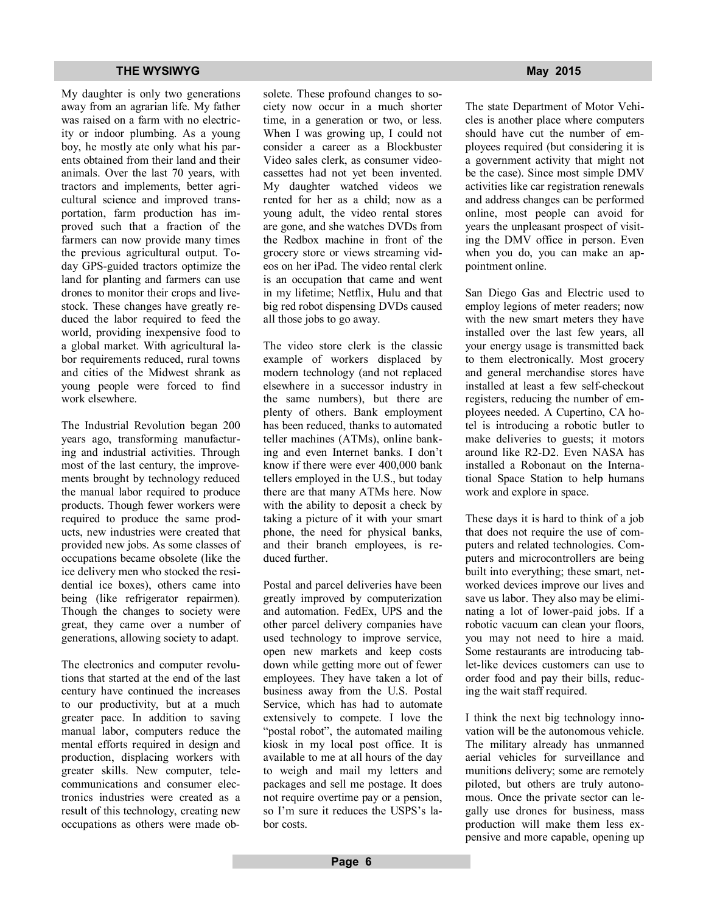My daughter is only two generations away from an agrarian life. My father was raised on a farm with no electricity or indoor plumbing. As a young boy, he mostly ate only what his parents obtained from their land and their animals. Over the last 70 years, with tractors and implements, better agricultural science and improved transportation, farm production has improved such that a fraction of the farmers can now provide many times the previous agricultural output. Today GPS-guided tractors optimize the land for planting and farmers can use drones to monitor their crops and livestock. These changes have greatly reduced the labor required to feed the world, providing inexpensive food to a global market. With agricultural labor requirements reduced, rural towns and cities of the Midwest shrank as young people were forced to find work elsewhere.

The Industrial Revolution began 200 years ago, transforming manufacturing and industrial activities. Through most of the last century, the improvements brought by technology reduced the manual labor required to produce products. Though fewer workers were required to produce the same products, new industries were created that provided new jobs. As some classes of occupations became obsolete (like the ice delivery men who stocked the residential ice boxes), others came into being (like refrigerator repairmen). Though the changes to society were great, they came over a number of generations, allowing society to adapt.

The electronics and computer revolutions that started at the end of the last century have continued the increases to our productivity, but at a much greater pace. In addition to saving manual labor, computers reduce the mental efforts required in design and production, displacing workers with greater skills. New computer, telecommunications and consumer electronics industries were created as a result of this technology, creating new occupations as others were made obsolete. These profound changes to society now occur in a much shorter time, in a generation or two, or less. When I was growing up, I could not consider a career as a Blockbuster Video sales clerk, as consumer videocassettes had not yet been invented. My daughter watched videos we rented for her as a child; now as a young adult, the video rental stores are gone, and she watches DVDs from the Redbox machine in front of the grocery store or views streaming videos on her iPad. The video rental clerk is an occupation that came and went in my lifetime; Netflix, Hulu and that big red robot dispensing DVDs caused all those jobs to go away.

The video store clerk is the classic example of workers displaced by modern technology (and not replaced elsewhere in a successor industry in the same numbers), but there are plenty of others. Bank employment has been reduced, thanks to automated teller machines (ATMs), online banking and even Internet banks. I don't know if there were ever 400,000 bank tellers employed in the U.S., but today there are that many ATMs here. Now with the ability to deposit a check by taking a picture of it with your smart phone, the need for physical banks, and their branch employees, is reduced further.

Postal and parcel deliveries have been greatly improved by computerization and automation. FedEx, UPS and the other parcel delivery companies have used technology to improve service, open new markets and keep costs down while getting more out of fewer employees. They have taken a lot of business away from the U.S. Postal Service, which has had to automate extensively to compete. I love the "postal robot", the automated mailing kiosk in my local post office. It is available to me at all hours of the day to weigh and mail my letters and packages and sell me postage. It does not require overtime pay or a pension, so I'm sure it reduces the USPS's labor costs.

The state Department of Motor Vehicles is another place where computers should have cut the number of employees required (but considering it is a government activity that might not be the case). Since most simple DMV activities like car registration renewals and address changes can be performed online, most people can avoid for years the unpleasant prospect of visiting the DMV office in person. Even when you do, you can make an appointment online.

San Diego Gas and Electric used to employ legions of meter readers; now with the new smart meters they have installed over the last few years, all your energy usage is transmitted back to them electronically. Most grocery and general merchandise stores have installed at least a few self-checkout registers, reducing the number of employees needed. A Cupertino, CA hotel is introducing a robotic butler to make deliveries to guests; it motors around like R2-D2. Even NASA has installed a Robonaut on the International Space Station to help humans work and explore in space.

These days it is hard to think of a job that does not require the use of computers and related technologies. Computers and microcontrollers are being built into everything; these smart, networked devices improve our lives and save us labor. They also may be eliminating a lot of lower-paid jobs. If a robotic vacuum can clean your floors, you may not need to hire a maid. Some restaurants are introducing tablet-like devices customers can use to order food and pay their bills, reducing the wait staff required.

I think the next big technology innovation will be the autonomous vehicle. The military already has unmanned aerial vehicles for surveillance and munitions delivery; some are remotely piloted, but others are truly autonomous. Once the private sector can legally use drones for business, mass production will make them less expensive and more capable, opening up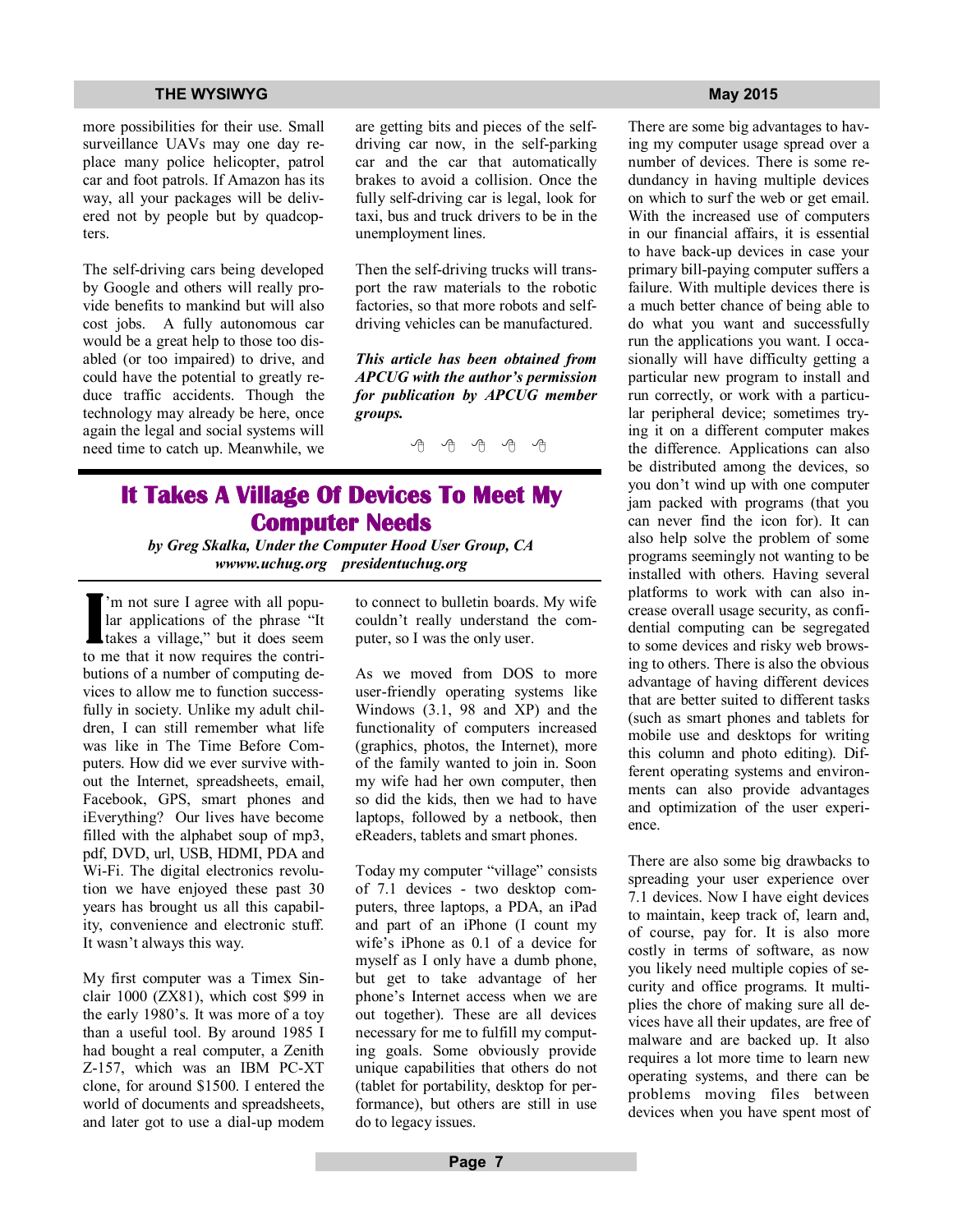more possibilities for their use. Small surveillance UAVs may one day replace many police helicopter, patrol car and foot patrols. If Amazon has its way, all your packages will be delivered not by people but by quadcopters.

The self-driving cars being developed by Google and others will really provide benefits to mankind but will also cost jobs. A fully autonomous car would be a great help to those too disabled (or too impaired) to drive, and could have the potential to greatly reduce traffic accidents. Though the technology may already be here, once again the legal and social systems will need time to catch up. Meanwhile, we are getting bits and pieces of the self-driving car now, in the self-parking car and the car that automatically brakes to avoid a collision. Once the fully self-driving car is legal, look for taxi, bus and truck drivers to be in the unemployment lines.

Then the self-driving trucks will transport the raw materials to the robotic factories, so that more robots and self-driving vehicles can be manufactured.

***This article has been obtained from APCUG with the author's permission for publication by APCUG member groups.***

# It Takes A Village Of Devices To Meet My Computer Needs

***by Greg Skalka, Under the Computer Hood User Group, CA***
***wwww.uchug.org presidentuchug.org***

I'm not sure I agree with all popular applications of the phrase "It takes a village," but it does seem to me that it now requires the contributions of a number of computing devices to allow me to function successfully in society. Unlike my adult children, I can still remember what life was like in The Time Before Computers. How did we ever survive without the Internet, spreadsheets, email, Facebook, GPS, smart phones and iEverything? Our lives have become filled with the alphabet soup of mp3, pdf, DVD, url, USB, HDMI, PDA and Wi-Fi. The digital electronics revolution we have enjoyed these past 30 years has brought us all this capability, convenience and electronic stuff. It wasn't always this way.

My first computer was a Timex Sinclair 1000 (ZX81), which cost $99 in the early 1980's. It was more of a toy than a useful tool. By around 1985 I had bought a real computer, a Zenith Z-157, which was an IBM PC-XT clone, for around $1500. I entered the world of documents and spreadsheets, and later got to use a dial-up modem to connect to bulletin boards. My wife couldn't really understand the computer, so I was the only user.

As we moved from DOS to more user-friendly operating systems like Windows (3.1, 98 and XP) and the functionality of computers increased (graphics, photos, the Internet), more of the family wanted to join in. Soon my wife had her own computer, then so did the kids, then we had to have laptops, followed by a netbook, then eReaders, tablets and smart phones.

Today my computer "village" consists of 7.1 devices - two desktop computers, three laptops, a PDA, an iPad and part of an iPhone (I count my wife's iPhone as 0.1 of a device for myself as I only have a dumb phone, but get to take advantage of her phone's Internet access when we are out together). These are all devices necessary for me to fulfill my computing goals. Some obviously provide unique capabilities that others do not (tablet for portability, desktop for performance), but others are still in use do to legacy issues.

There are some big advantages to having my computer usage spread over a number of devices. There is some redundancy in having multiple devices on which to surf the web or get email. With the increased use of computers in our financial affairs, it is essential to have back-up devices in case your primary bill-paying computer suffers a failure. With multiple devices there is a much better chance of being able to do what you want and successfully run the applications you want. I occasionally will have difficulty getting a particular new program to install and run correctly, or work with a particular peripheral device; sometimes trying it on a different computer makes the difference. Applications can also be distributed among the devices, so you don't wind up with one computer jam packed with programs (that you can never find the icon for). It can also help solve the problem of some programs seemingly not wanting to be installed with others. Having several platforms to work with can also increase overall usage security, as confidential computing can be segregated to some devices and risky web browsing to others. There is also the obvious advantage of having different devices that are better suited to different tasks (such as smart phones and tablets for mobile use and desktops for writing this column and photo editing). Different operating systems and environments can also provide advantages and optimization of the user experience.

There are also some big drawbacks to spreading your user experience over 7.1 devices. Now I have eight devices to maintain, keep track of, learn and, of course, pay for. It is also more costly in terms of software, as now you likely need multiple copies of security and office programs. It multiplies the chore of making sure all devices have all their updates, are free of malware and are backed up. It also requires a lot more time to learn new operating systems, and there can be problems moving files between devices when you have spent most of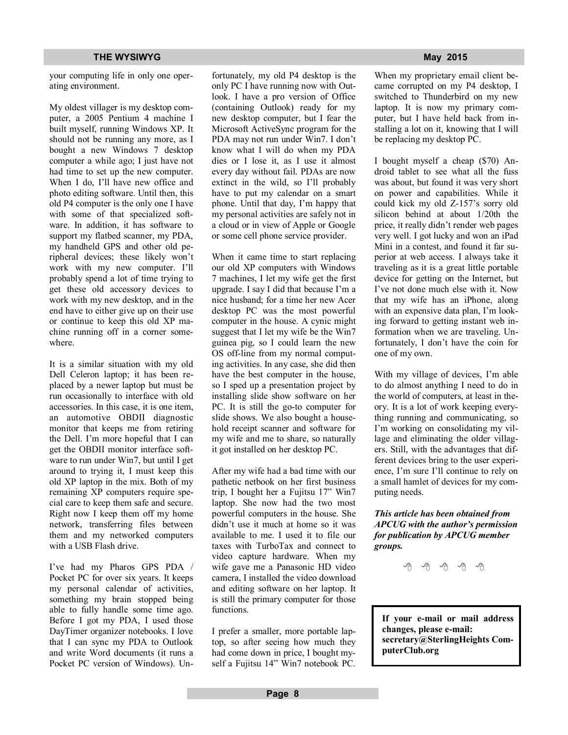your computing life in only one operating environment.

My oldest villager is my desktop computer, a 2005 Pentium 4 machine I built myself, running Windows XP. It should not be running any more, as I bought a new Windows 7 desktop computer a while ago; I just have not had time to set up the new computer. When I do, I'll have new office and photo editing software. Until then, this old P4 computer is the only one I have with some of that specialized software. In addition, it has software to support my flatbed scanner, my PDA, my handheld GPS and other old peripheral devices; these likely won't work with my new computer. I'll probably spend a lot of time trying to get these old accessory devices to work with my new desktop, and in the end have to either give up on their use or continue to keep this old XP machine running off in a corner somewhere.

It is a similar situation with my old Dell Celeron laptop; it has been replaced by a newer laptop but must be run occasionally to interface with old accessories. In this case, it is one item, an automotive OBDII diagnostic monitor that keeps me from retiring the Dell. I'm more hopeful that I can get the OBDII monitor interface software to run under Win7, but until I get around to trying it, I must keep this old XP laptop in the mix. Both of my remaining XP computers require special care to keep them safe and secure. Right now I keep them off my home network, transferring files between them and my networked computers with a USB Flash drive.

I've had my Pharos GPS PDA / Pocket PC for over six years. It keeps my personal calendar of activities, something my brain stopped being able to fully handle some time ago. Before I got my PDA, I used those DayTimer organizer notebooks. I love that I can sync my PDA to Outlook and write Word documents (it runs a Pocket PC version of Windows). Unfortunately, my old P4 desktop is the only PC I have running now with Outlook. I have a pro version of Office (containing Outlook) ready for my new desktop computer, but I fear the Microsoft ActiveSync program for the PDA may not run under Win7. I don't know what I will do when my PDA dies or I lose it, as I use it almost every day without fail. PDAs are now extinct in the wild, so I'll probably have to put my calendar on a smart phone. Until that day, I'm happy that my personal activities are safely not in a cloud or in view of Apple or Google or some cell phone service provider.

When it came time to start replacing our old XP computers with Windows 7 machines, I let my wife get the first upgrade. I say I did that because I'm a nice husband; for a time her new Acer desktop PC was the most powerful computer in the house. A cynic might suggest that I let my wife be the Win7 guinea pig, so I could learn the new OS off-line from my normal computing activities. In any case, she did then have the best computer in the house, so I sped up a presentation project by installing slide show software on her PC. It is still the go-to computer for slide shows. We also bought a household receipt scanner and software for my wife and me to share, so naturally it got installed on her desktop PC.

After my wife had a bad time with our pathetic netbook on her first business trip, I bought her a Fujitsu 17" Win7 laptop. She now had the two most powerful computers in the house. She didn't use it much at home so it was available to me. I used it to file our taxes with TurboTax and connect to video capture hardware. When my wife gave me a Panasonic HD video camera, I installed the video download and editing software on her laptop. It is still the primary computer for those functions.

I prefer a smaller, more portable laptop, so after seeing how much they had come down in price, I bought myself a Fujitsu 14" Win7 notebook PC. When my proprietary email client became corrupted on my P4 desktop, I switched to Thunderbird on my new laptop. It is now my primary computer, but I have held back from installing a lot on it, knowing that I will be replacing my desktop PC.

I bought myself a cheap ($70) Android tablet to see what all the fuss was about, but found it was very short on power and capabilities. While it could kick my old Z-157's sorry old silicon behind at about 1/20th the price, it really didn't render web pages very well. I got lucky and won an iPad Mini in a contest, and found it far superior at web access. I always take it traveling as it is a great little portable device for getting on the Internet, but I've not done much else with it. Now that my wife has an iPhone, along with an expensive data plan, I'm looking forward to getting instant web information when we are traveling. Unfortunately, I don't have the coin for one of my own.

With my village of devices, I'm able to do almost anything I need to do in the world of computers, at least in theory. It is a lot of work keeping everything running and communicating, so I'm working on consolidating my village and eliminating the older villagers. Still, with the advantages that different devices bring to the user experience, I'm sure I'll continue to rely on a small hamlet of devices for my computing needs.

***This article has been obtained from APCUG with the author's permission for publication by APCUG member groups.***

**If your e-mail or mail address changes, please e-mail: secretary@SterlingHeights ComputerClub.org**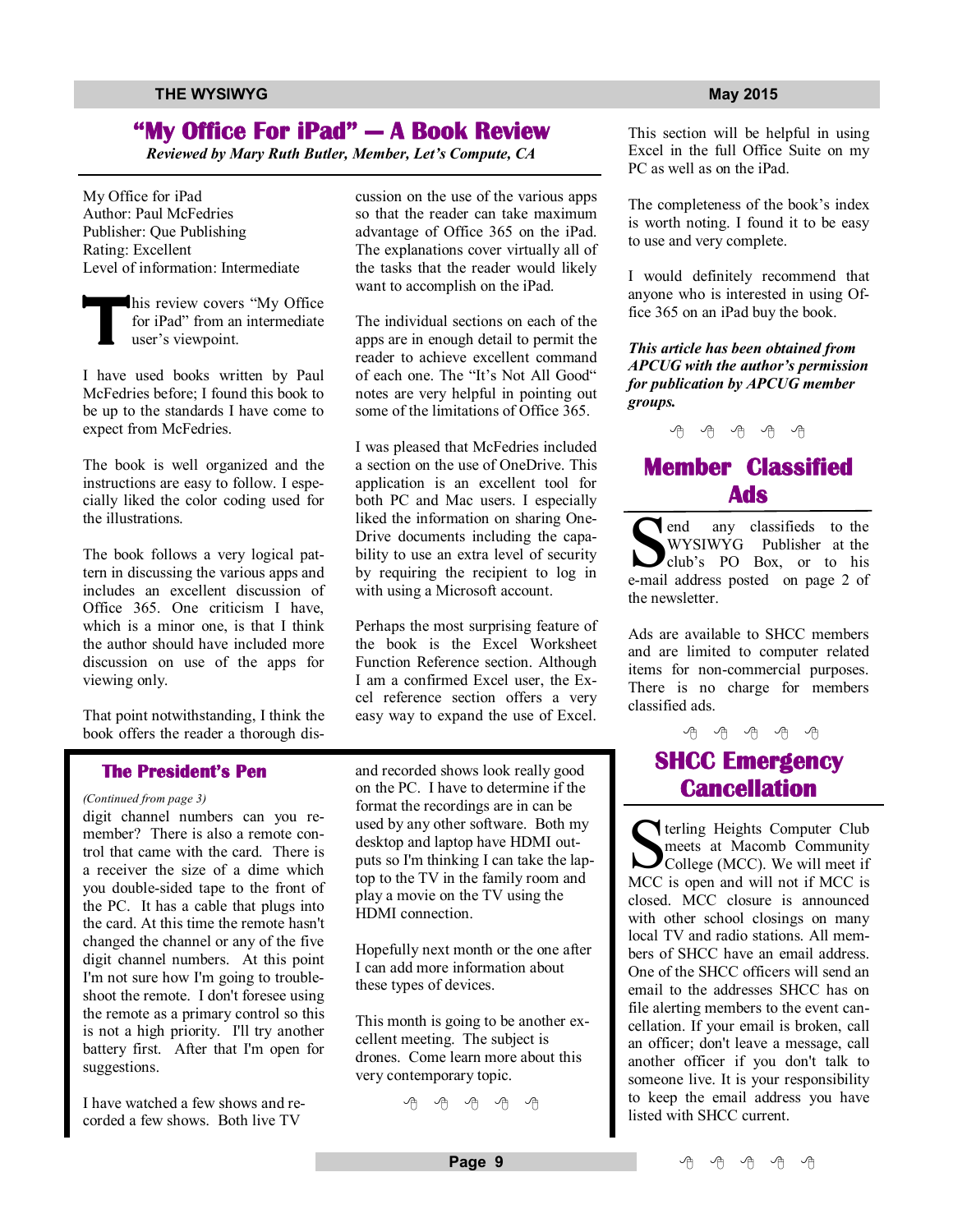## "My Office For iPad" — A Book Review

*Reviewed by Mary Ruth Butler, Member, Let's Compute, CA*

My Office for iPad
Author: Paul McFedries
Publisher: Que Publishing
Rating: Excellent
Level of information: Intermediate

This review covers "My Office for iPad" from an intermediate user's viewpoint.

I have used books written by Paul McFedries before; I found this book to be up to the standards I have come to expect from McFedries.

The book is well organized and the instructions are easy to follow. I especially liked the color coding used for the illustrations.

The book follows a very logical pattern in discussing the various apps and includes an excellent discussion of Office 365. One criticism I have, which is a minor one, is that I think the author should have included more discussion on use of the apps for viewing only.

That point notwithstanding, I think the book offers the reader a thorough discussion on the use of the various apps so that the reader can take maximum advantage of Office 365 on the iPad. The explanations cover virtually all of the tasks that the reader would likely want to accomplish on the iPad.

The individual sections on each of the apps are in enough detail to permit the reader to achieve excellent command of each one. The "It's Not All Good" notes are very helpful in pointing out some of the limitations of Office 365.

I was pleased that McFedries included a section on the use of OneDrive. This application is an excellent tool for both PC and Mac users. I especially liked the information on sharing OneDrive documents including the capability to use an extra level of security by requiring the recipient to log in with using a Microsoft account.

Perhaps the most surprising feature of the book is the Excel Worksheet Function Reference section. Although I am a confirmed Excel user, the Excel reference section offers a very easy way to expand the use of Excel. This section will be helpful in using Excel in the full Office Suite on my PC as well as on the iPad.

The completeness of the book's index is worth noting. I found it to be easy to use and very complete.

I would definitely recommend that anyone who is interested in using Office 365 on an iPad buy the book.

***This article has been obtained from APCUG with the author's permission for publication by APCUG member groups.***

## The President's Pen

*(Continued from page 3)*

digit channel numbers can you remember? There is also a remote control that came with the card. There is a receiver the size of a dime which you double-sided tape to the front of the PC. It has a cable that plugs into the card. At this time the remote hasn't changed the channel or any of the five digit channel numbers. At this point I'm not sure how I'm going to troubleshoot the remote. I don't foresee using the remote as a primary control so this is not a high priority. I'll try another battery first. After that I'm open for suggestions.

I have watched a few shows and recorded a few shows. Both live TV and recorded shows look really good on the PC. I have to determine if the format the recordings are in can be used by any other software. Both my desktop and laptop have HDMI outputs so I'm thinking I can take the laptop to the TV in the family room and play a movie on the TV using the HDMI connection.

Hopefully next month or the one after I can add more information about these types of devices.

This month is going to be another excellent meeting. The subject is drones. Come learn more about this very contemporary topic.

## Member Classified Ads

Send any classifieds to the WYSIWYG Publisher at the club's PO Box, or to his e-mail address posted on page 2 of the newsletter.

Ads are available to SHCC members and are limited to computer related items for non-commercial purposes. There is no charge for members classified ads.

## SHCC Emergency Cancellation

Sterling Heights Computer Club meets at Macomb Community College (MCC). We will meet if MCC is open and will not if MCC is closed. MCC closure is announced with other school closings on many local TV and radio stations. All members of SHCC have an email address. One of the SHCC officers will send an email to the addresses SHCC has on file alerting members to the event cancellation. If your email is broken, call an officer; don't leave a message, call another officer if you don't talk to someone live. It is your responsibility to keep the email address you have listed with SHCC current.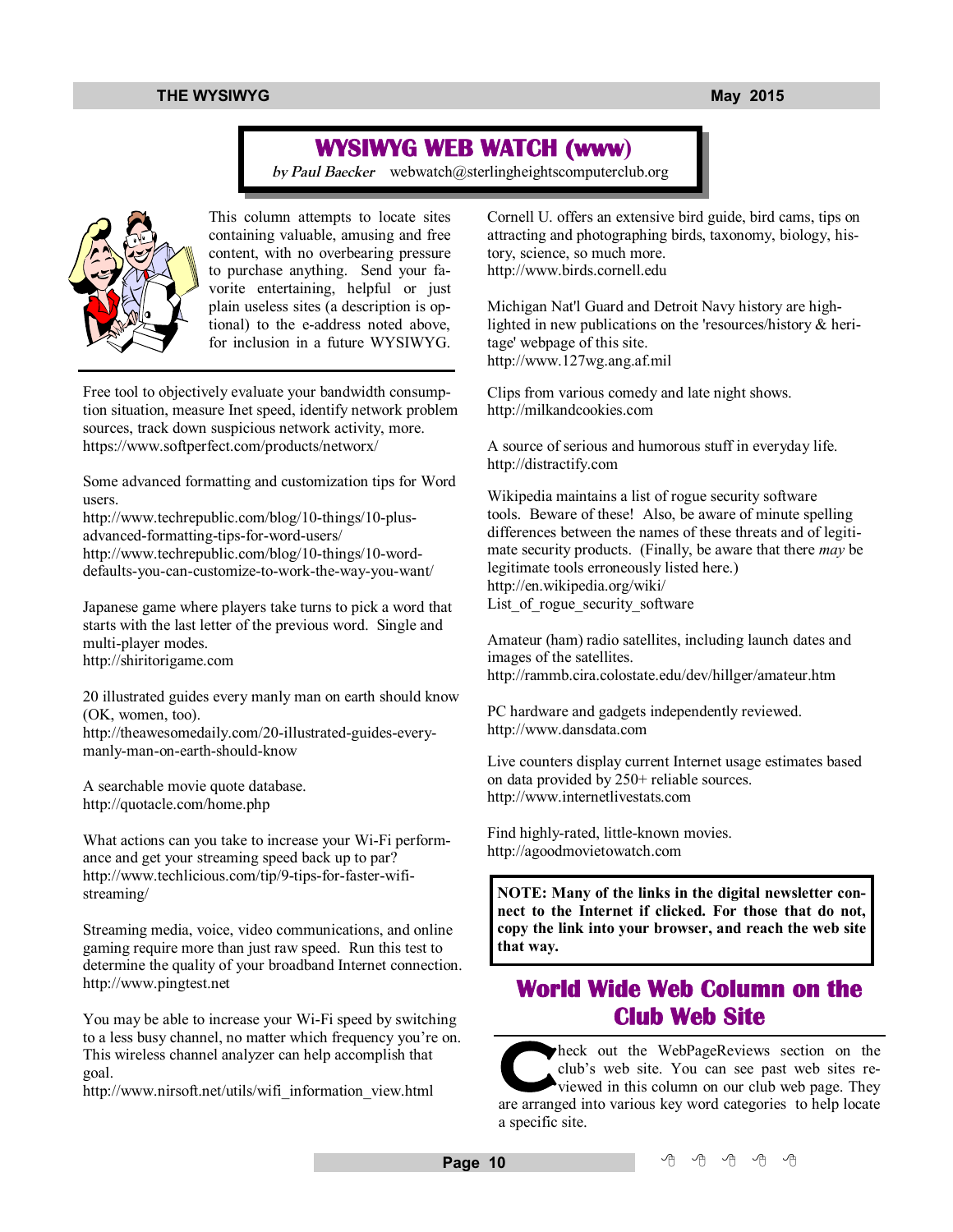# WYSIWYG WEB WATCH (www)

*by Paul Baecker* webwatch@sterlingheightscomputerclub.org

This column attempts to locate sites containing valuable, amusing and free content, with no overbearing pressure to purchase anything. Send your favorite entertaining, helpful or just plain useless sites (a description is optional) to the e-address noted above, for inclusion in a future WYSIWYG.

Free tool to objectively evaluate your bandwidth consumption situation, measure Inet speed, identify network problem sources, track down suspicious network activity, more.
https://www.softperfect.com/products/networx/

Some advanced formatting and customization tips for Word users.
http://www.techrepublic.com/blog/10-things/10-plus-advanced-formatting-tips-for-word-users/
http://www.techrepublic.com/blog/10-things/10-word-defaults-you-can-customize-to-work-the-way-you-want/

Japanese game where players take turns to pick a word that starts with the last letter of the previous word. Single and multi-player modes.
http://shiritorigame.com

20 illustrated guides every manly man on earth should know (OK, women, too).
http://theawesomedaily.com/20-illustrated-guides-every-manly-man-on-earth-should-know

A searchable movie quote database.
http://quotacle.com/home.php

What actions can you take to increase your Wi-Fi performance and get your streaming speed back up to par?
http://www.techlicious.com/tip/9-tips-for-faster-wifi-streaming/

Streaming media, voice, video communications, and online gaming require more than just raw speed. Run this test to determine the quality of your broadband Internet connection.
http://www.pingtest.net

You may be able to increase your Wi-Fi speed by switching to a less busy channel, no matter which frequency you're on. This wireless channel analyzer can help accomplish that goal.
http://www.nirsoft.net/utils/wifi_information_view.html

Cornell U. offers an extensive bird guide, bird cams, tips on attracting and photographing birds, taxonomy, biology, history, science, so much more.
http://www.birds.cornell.edu

Michigan Nat'l Guard and Detroit Navy history are highlighted in new publications on the 'resources/history & heritage' webpage of this site.
http://www.127wg.ang.af.mil

Clips from various comedy and late night shows.
http://milkandcookies.com

A source of serious and humorous stuff in everyday life.
http://distractify.com

Wikipedia maintains a list of rogue security software tools. Beware of these! Also, be aware of minute spelling differences between the names of these threats and of legitimate security products. (Finally, be aware that there *may* be legitimate tools erroneously listed here.)
http://en.wikipedia.org/wiki/List_of_rogue_security_software

Amateur (ham) radio satellites, including launch dates and images of the satellites.
http://rammb.cira.colostate.edu/dev/hillger/amateur.htm

PC hardware and gadgets independently reviewed.
http://www.dansdata.com

Live counters display current Internet usage estimates based on data provided by 250+ reliable sources.
http://www.internetlivestats.com

Find highly-rated, little-known movies.
http://agoodmovietowatch.com

**NOTE: Many of the links in the digital newsletter connect to the Internet if clicked. For those that do not, copy the link into your browser, and reach the web site that way.**

## World Wide Web Column on the Club Web Site

Check out the WebPageReviews section on the club's web site. You can see past web sites reviewed in this column on our club web page. They are arranged into various key word categories to help locate a specific site.